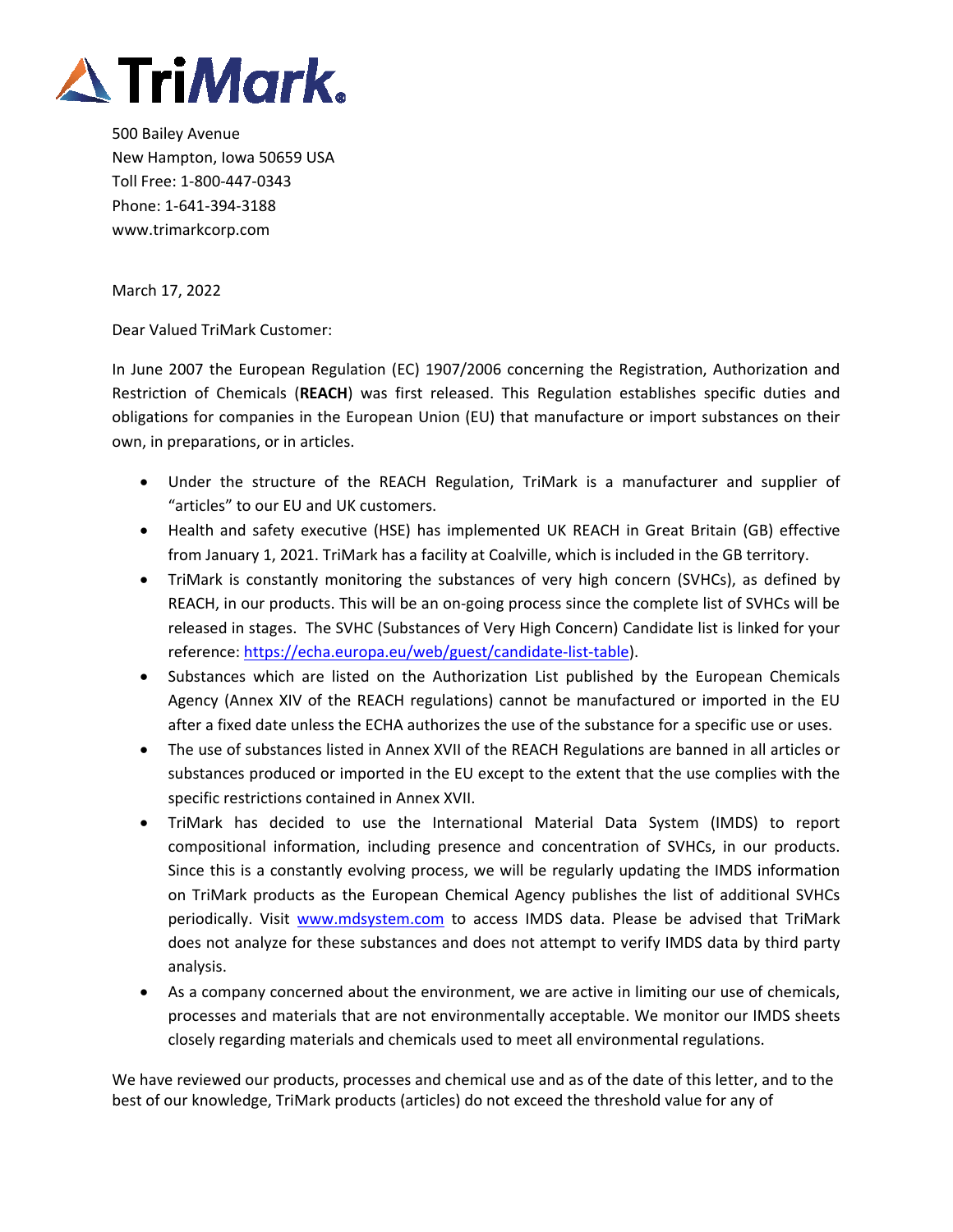**TriMark**

500 Bailey Avenue
New Hampton, Iowa 50659 USA
Toll Free: 1-800-447-0343
Phone: 1-641-394-3188
www.trimarkcorp.com

March 17, 2022

Dear Valued TriMark Customer:

In June 2007 the European Regulation (EC) 1907/2006 concerning the Registration, Authorization and Restriction of Chemicals (**REACH**) was first released. This Regulation establishes specific duties and obligations for companies in the European Union (EU) that manufacture or import substances on their own, in preparations, or in articles.

- Under the structure of the REACH Regulation, TriMark is a manufacturer and supplier of "articles" to our EU and UK customers.
- Health and safety executive (HSE) has implemented UK REACH in Great Britain (GB) effective from January 1, 2021. TriMark has a facility at Coalville, which is included in the GB territory.
- TriMark is constantly monitoring the substances of very high concern (SVHCs), as defined by REACH, in our products. This will be an on-going process since the complete list of SVHCs will be released in stages. The SVHC (Substances of Very High Concern) Candidate list is linked for your reference: [https://echa.europa.eu/web/guest/candidate-list-table](https://echa.europa.eu/web/guest/candidate-list-table)).
- Substances which are listed on the Authorization List published by the European Chemicals Agency (Annex XIV of the REACH regulations) cannot be manufactured or imported in the EU after a fixed date unless the ECHA authorizes the use of the substance for a specific use or uses.
- The use of substances listed in Annex XVII of the REACH Regulations are banned in all articles or substances produced or imported in the EU except to the extent that the use complies with the specific restrictions contained in Annex XVII.
- TriMark has decided to use the International Material Data System (IMDS) to report compositional information, including presence and concentration of SVHCs, in our products. Since this is a constantly evolving process, we will be regularly updating the IMDS information on TriMark products as the European Chemical Agency publishes the list of additional SVHCs periodically. Visit [www.mdsystem.com](www.mdsystem.com) to access IMDS data. Please be advised that TriMark does not analyze for these substances and does not attempt to verify IMDS data by third party analysis.
- As a company concerned about the environment, we are active in limiting our use of chemicals, processes and materials that are not environmentally acceptable. We monitor our IMDS sheets closely regarding materials and chemicals used to meet all environmental regulations.

We have reviewed our products, processes and chemical use and as of the date of this letter, and to the best of our knowledge, TriMark products (articles) do not exceed the threshold value for any of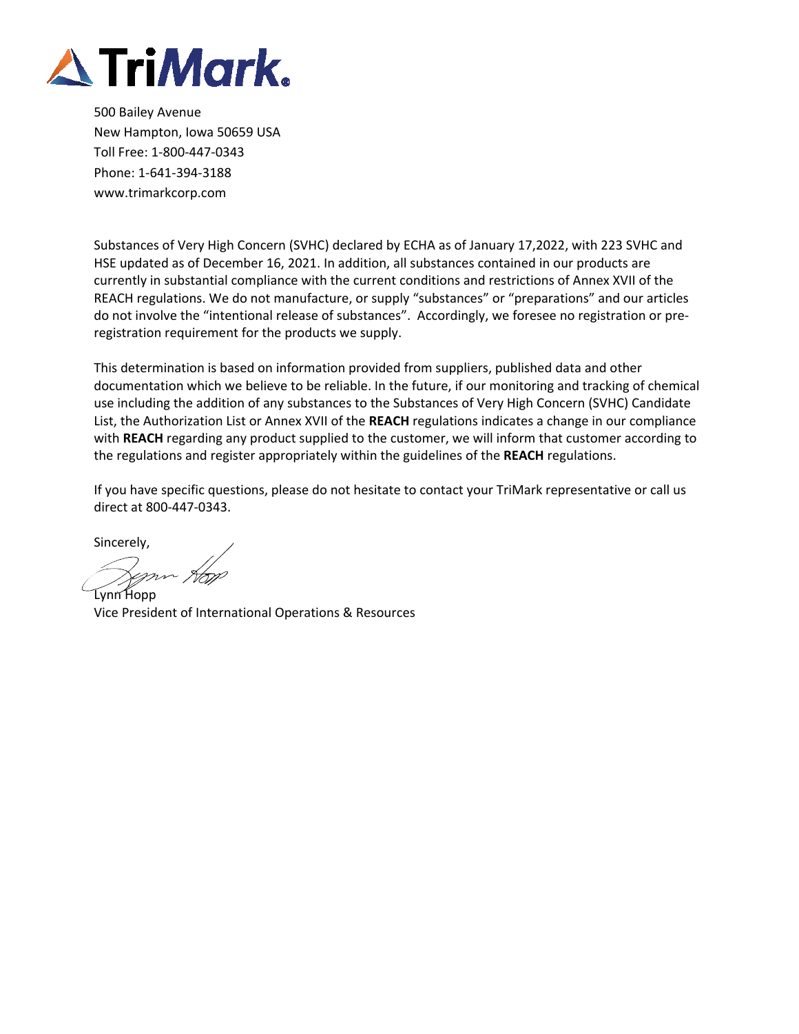**TriMark.**

500 Bailey Avenue
New Hampton, Iowa 50659 USA
Toll Free: 1-800-447-0343
Phone: 1-641-394-3188
www.trimarkcorp.com

Substances of Very High Concern (SVHC) declared by ECHA as of January 17,2022, with 223 SVHC and HSE updated as of December 16, 2021. In addition, all substances contained in our products are currently in substantial compliance with the current conditions and restrictions of Annex XVII of the REACH regulations. We do not manufacture, or supply "substances" or "preparations" and our articles do not involve the "intentional release of substances". Accordingly, we foresee no registration or pre-registration requirement for the products we supply.

This determination is based on information provided from suppliers, published data and other documentation which we believe to be reliable. In the future, if our monitoring and tracking of chemical use including the addition of any substances to the Substances of Very High Concern (SVHC) Candidate List, the Authorization List or Annex XVII of the **REACH** regulations indicates a change in our compliance with **REACH** regarding any product supplied to the customer, we will inform that customer according to the regulations and register appropriately within the guidelines of the **REACH** regulations.

If you have specific questions, please do not hesitate to contact your TriMark representative or call us direct at 800-447-0343.

Sincerely,

Lynn Hopp
Vice President of International Operations & Resources